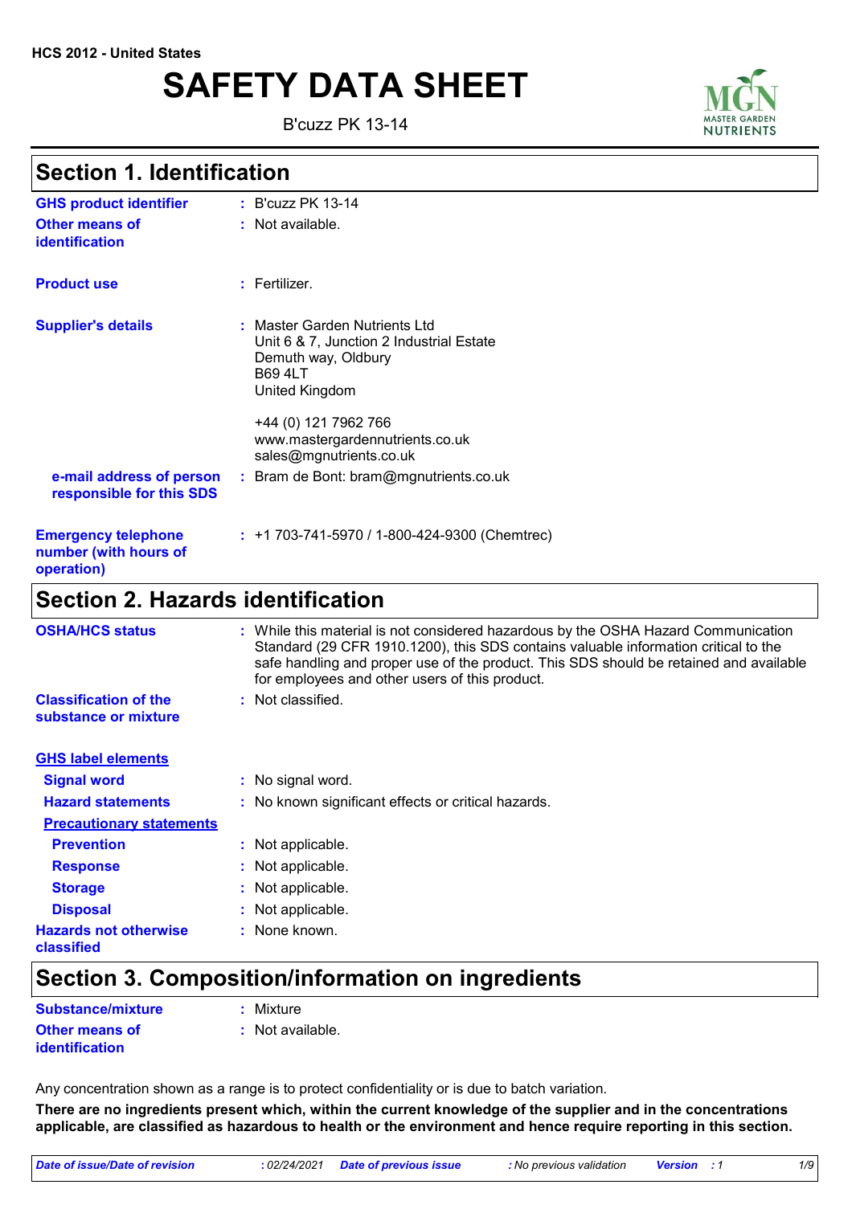HCS 2012 - United States

# SAFETY DATA SHEET

B'cuzz PK 13-14

## Section 1. Identification

| | |
|---|---|
| **GHS product identifier** | : B'cuzz PK 13-14 |
| **Other means of identification** | : Not available. |
| **Product use** | : Fertilizer. |
| **Supplier's details** | : Master Garden Nutrients Ltd<br>Unit 6 & 7, Junction 2 Industrial Estate<br>Demuth way, Oldbury<br>B69 4LT<br>United Kingdom<br><br>+44 (0) 121 7962 766<br>www.mastergardennutrients.co.uk<br>sales@mgnutrients.co.uk |
| **e-mail address of person responsible for this SDS** | : Bram de Bont: bram@mgnutrients.co.uk |
| **Emergency telephone number (with hours of operation)** | : +1 703-741-5970 / 1-800-424-9300 (Chemtrec) |

## Section 2. Hazards identification

| | |
|---|---|
| **OSHA/HCS status** | : While this material is not considered hazardous by the OSHA Hazard Communication Standard (29 CFR 1910.1200), this SDS contains valuable information critical to the safe handling and proper use of the product. This SDS should be retained and available for employees and other users of this product. |
| **Classification of the substance or mixture** | : Not classified. |

**GHS label elements**

| | |
|---|---|
| **Signal word** | : No signal word. |
| **Hazard statements** | : No known significant effects or critical hazards. |

**Precautionary statements**

| | |
|---|---|
| **Prevention** | : Not applicable. |
| **Response** | : Not applicable. |
| **Storage** | : Not applicable. |
| **Disposal** | : Not applicable. |
| **Hazards not otherwise classified** | : None known. |

## Section 3. Composition/information on ingredients

| | |
|---|---|
| **Substance/mixture** | : Mixture |
| **Other means of identification** | : Not available. |

Any concentration shown as a range is to protect confidentiality or is due to batch variation.

**There are no ingredients present which, within the current knowledge of the supplier and in the concentrations applicable, are classified as hazardous to health or the environment and hence require reporting in this section.**

*Date of issue/Date of revision : 02/24/2021 Date of previous issue : No previous validation Version : 1*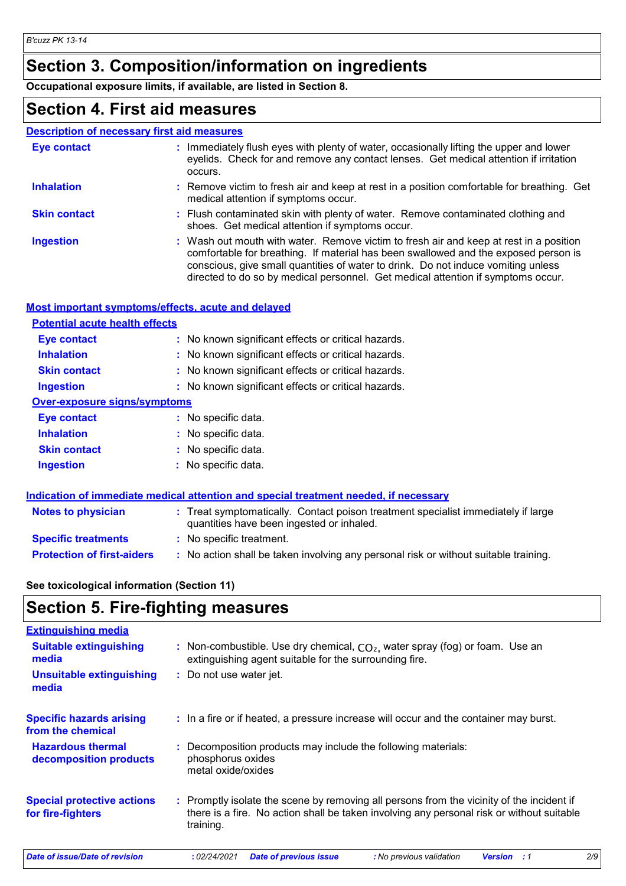# Section 3. Composition/information on ingredients

**Occupational exposure limits, if available, are listed in Section 8.**

# Section 4. First aid measures

## Description of necessary first aid measures

| | |
|---|---|
| **Eye contact** | : Immediately flush eyes with plenty of water, occasionally lifting the upper and lower eyelids. Check for and remove any contact lenses. Get medical attention if irritation occurs. |
| **Inhalation** | : Remove victim to fresh air and keep at rest in a position comfortable for breathing. Get medical attention if symptoms occur. |
| **Skin contact** | : Flush contaminated skin with plenty of water. Remove contaminated clothing and shoes. Get medical attention if symptoms occur. |
| **Ingestion** | : Wash out mouth with water. Remove victim to fresh air and keep at rest in a position comfortable for breathing. If material has been swallowed and the exposed person is conscious, give small quantities of water to drink. Do not induce vomiting unless directed to do so by medical personnel. Get medical attention if symptoms occur. |

## Most important symptoms/effects, acute and delayed

### Potential acute health effects

| | |
|---|---|
| **Eye contact** | : No known significant effects or critical hazards. |
| **Inhalation** | : No known significant effects or critical hazards. |
| **Skin contact** | : No known significant effects or critical hazards. |
| **Ingestion** | : No known significant effects or critical hazards. |

### Over-exposure signs/symptoms

| | |
|---|---|
| **Eye contact** | : No specific data. |
| **Inhalation** | : No specific data. |
| **Skin contact** | : No specific data. |
| **Ingestion** | : No specific data. |

## Indication of immediate medical attention and special treatment needed, if necessary

| | |
|---|---|
| **Notes to physician** | : Treat symptomatically. Contact poison treatment specialist immediately if large quantities have been ingested or inhaled. |
| **Specific treatments** | : No specific treatment. |
| **Protection of first-aiders** | : No action shall be taken involving any personal risk or without suitable training. |

**See toxicological information (Section 11)**

# Section 5. Fire-fighting measures

## Extinguishing media

| | |
|---|---|
| **Suitable extinguishing media** | : Non-combustible. Use dry chemical, $CO_2$, water spray (fog) or foam. Use an extinguishing agent suitable for the surrounding fire. |
| **Unsuitable extinguishing media** | : Do not use water jet. |

| | |
|---|---|
| **Specific hazards arising from the chemical** | : In a fire or if heated, a pressure increase will occur and the container may burst. |
| **Hazardous thermal decomposition products** | : Decomposition products may include the following materials: phosphorus oxides metal oxide/oxides |
| **Special protective actions for fire-fighters** | : Promptly isolate the scene by removing all persons from the vicinity of the incident if there is a fire. No action shall be taken involving any personal risk or without suitable training. |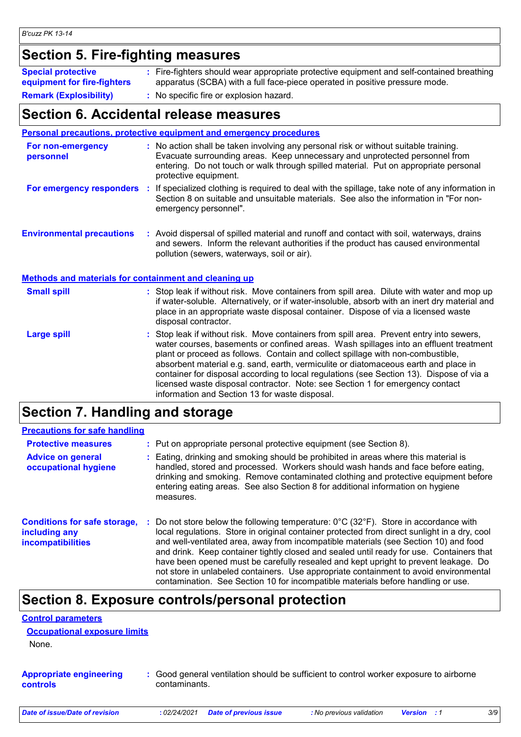## Section 5. Fire-fighting measures

**Special protective equipment for fire-fighters** : Fire-fighters should wear appropriate protective equipment and self-contained breathing apparatus (SCBA) with a full face-piece operated in positive pressure mode.

**Remark (Explosibility)** : No specific fire or explosion hazard.

## Section 6. Accidental release measures

### Personal precautions, protective equipment and emergency procedures

**For non-emergency personnel** : No action shall be taken involving any personal risk or without suitable training. Evacuate surrounding areas. Keep unnecessary and unprotected personnel from entering. Do not touch or walk through spilled material. Put on appropriate personal protective equipment.

**For emergency responders** : If specialized clothing is required to deal with the spillage, take note of any information in Section 8 on suitable and unsuitable materials. See also the information in "For non-emergency personnel".

**Environmental precautions** : Avoid dispersal of spilled material and runoff and contact with soil, waterways, drains and sewers. Inform the relevant authorities if the product has caused environmental pollution (sewers, waterways, soil or air).

### Methods and materials for containment and cleaning up

**Small spill** : Stop leak if without risk. Move containers from spill area. Dilute with water and mop up if water-soluble. Alternatively, or if water-insoluble, absorb with an inert dry material and place in an appropriate waste disposal container. Dispose of via a licensed waste disposal contractor.

**Large spill** : Stop leak if without risk. Move containers from spill area. Prevent entry into sewers, water courses, basements or confined areas. Wash spillages into an effluent treatment plant or proceed as follows. Contain and collect spillage with non-combustible, absorbent material e.g. sand, earth, vermiculite or diatomaceous earth and place in container for disposal according to local regulations (see Section 13). Dispose of via a licensed waste disposal contractor. Note: see Section 1 for emergency contact information and Section 13 for waste disposal.

## Section 7. Handling and storage

### Precautions for safe handling

**Protective measures** : Put on appropriate personal protective equipment (see Section 8).

**Advice on general occupational hygiene** : Eating, drinking and smoking should be prohibited in areas where this material is handled, stored and processed. Workers should wash hands and face before eating, drinking and smoking. Remove contaminated clothing and protective equipment before entering eating areas. See also Section 8 for additional information on hygiene measures.

**Conditions for safe storage, including any incompatibilities** : Do not store below the following temperature: 0°C (32°F). Store in accordance with local regulations. Store in original container protected from direct sunlight in a dry, cool and well-ventilated area, away from incompatible materials (see Section 10) and food and drink. Keep container tightly closed and sealed until ready for use. Containers that have been opened must be carefully resealed and kept upright to prevent leakage. Do not store in unlabeled containers. Use appropriate containment to avoid environmental contamination. See Section 10 for incompatible materials before handling or use.

## Section 8. Exposure controls/personal protection

### Control parameters

#### Occupational exposure limits

None.

**Appropriate engineering controls** : Good general ventilation should be sufficient to control worker exposure to airborne contaminants.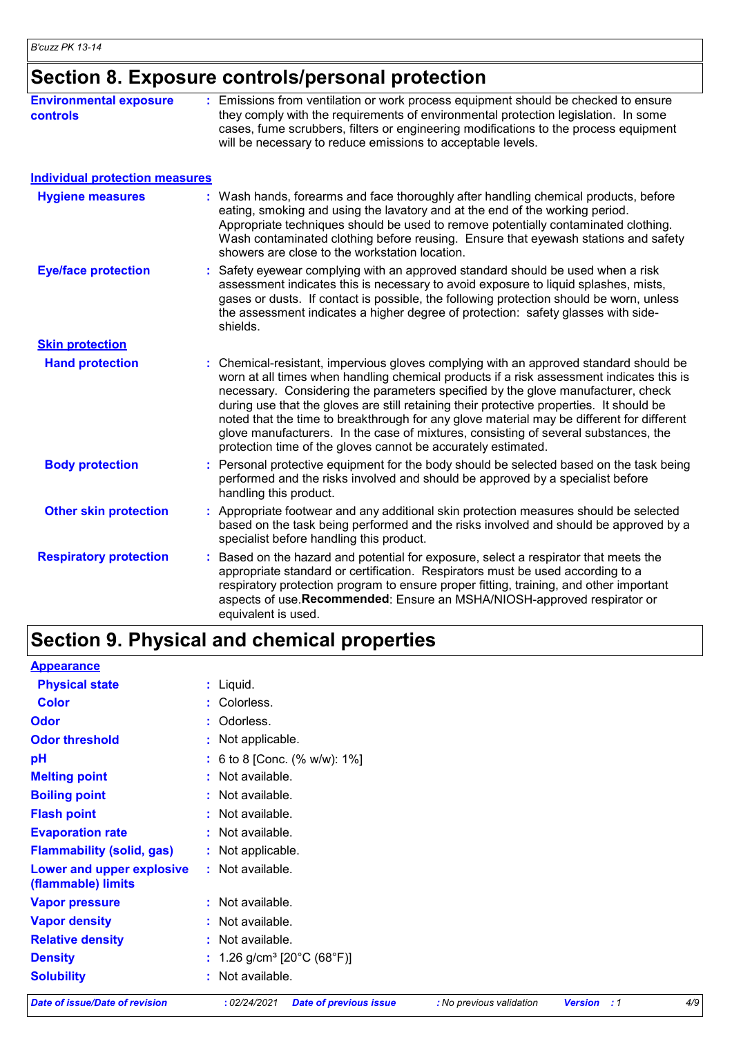# Section 8. Exposure controls/personal protection

**Environmental exposure controls** : Emissions from ventilation or work process equipment should be checked to ensure they comply with the requirements of environmental protection legislation. In some cases, fume scrubbers, filters or engineering modifications to the process equipment will be necessary to reduce emissions to acceptable levels.

## Individual protection measures

**Hygiene measures** : Wash hands, forearms and face thoroughly after handling chemical products, before eating, smoking and using the lavatory and at the end of the working period. Appropriate techniques should be used to remove potentially contaminated clothing. Wash contaminated clothing before reusing. Ensure that eyewash stations and safety showers are close to the workstation location.

**Eye/face protection** : Safety eyewear complying with an approved standard should be used when a risk assessment indicates this is necessary to avoid exposure to liquid splashes, mists, gases or dusts. If contact is possible, the following protection should be worn, unless the assessment indicates a higher degree of protection: safety glasses with side-shields.

### Skin protection

**Hand protection** : Chemical-resistant, impervious gloves complying with an approved standard should be worn at all times when handling chemical products if a risk assessment indicates this is necessary. Considering the parameters specified by the glove manufacturer, check during use that the gloves are still retaining their protective properties. It should be noted that the time to breakthrough for any glove material may be different for different glove manufacturers. In the case of mixtures, consisting of several substances, the protection time of the gloves cannot be accurately estimated.

**Body protection** : Personal protective equipment for the body should be selected based on the task being performed and the risks involved and should be approved by a specialist before handling this product.

**Other skin protection** : Appropriate footwear and any additional skin protection measures should be selected based on the task being performed and the risks involved and should be approved by a specialist before handling this product.

**Respiratory protection** : Based on the hazard and potential for exposure, select a respirator that meets the appropriate standard or certification. Respirators must be used according to a respiratory protection program to ensure proper fitting, training, and other important aspects of use.**Recommended**: Ensure an MSHA/NIOSH-approved respirator or equivalent is used.

# Section 9. Physical and chemical properties

## Appearance

**Physical state** : Liquid.

**Color** : Colorless.

**Odor** : Odorless.

**Odor threshold** : Not applicable.

**pH** : 6 to 8 [Conc. (% w/w): 1%]

**Melting point** : Not available.

**Boiling point** : Not available.

**Flash point** : Not available.

**Evaporation rate** : Not available.

**Flammability (solid, gas)** : Not applicable.

**Lower and upper explosive (flammable) limits** : Not available.

**Vapor pressure** : Not available.

**Vapor density** : Not available.

**Relative density** : Not available.

**Density** : 1.26 g/cm³ [20°C (68°F)]

**Solubility** : Not available.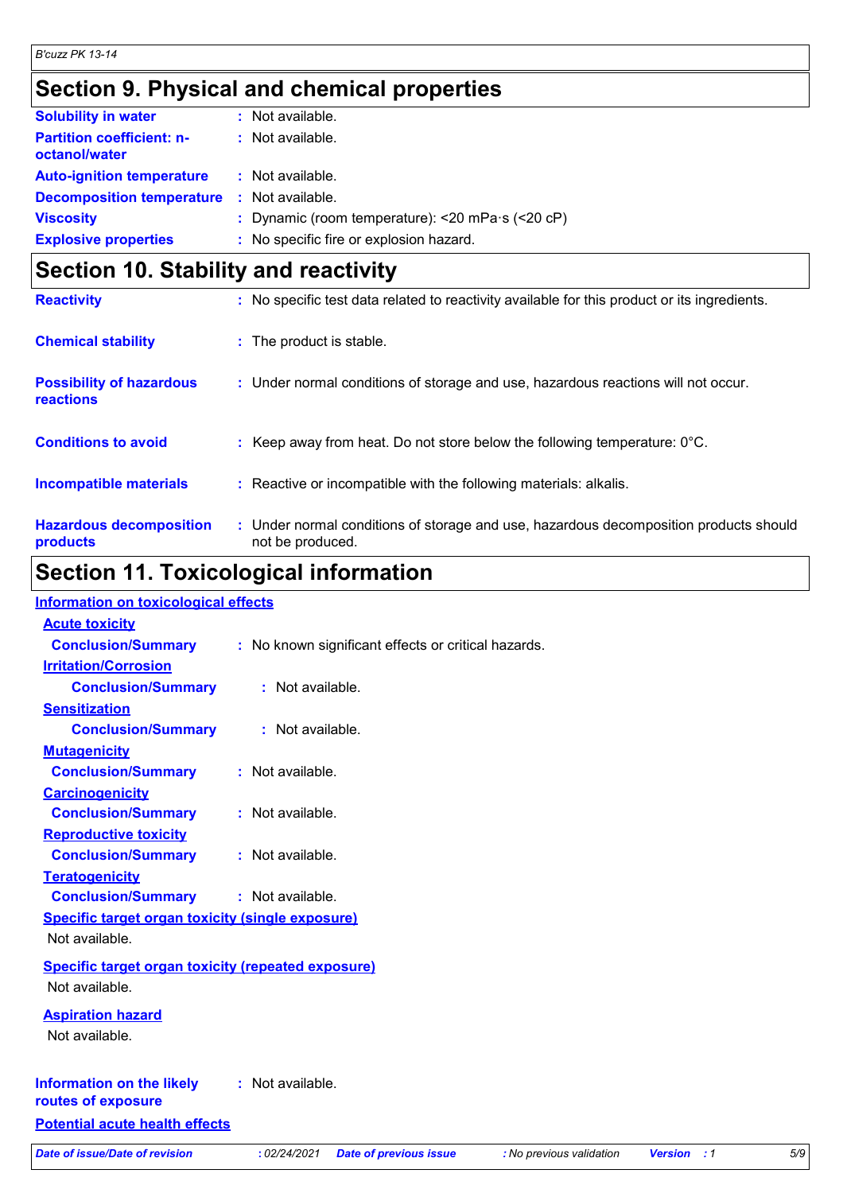## Section 9. Physical and chemical properties

| | |
|---|---|
| **Solubility in water** | : Not available. |
| **Partition coefficient: n-octanol/water** | : Not available. |
| **Auto-ignition temperature** | : Not available. |
| **Decomposition temperature** | : Not available. |
| **Viscosity** | : Dynamic (room temperature): <20 mPa·s (<20 cP) |
| **Explosive properties** | : No specific fire or explosion hazard. |

## Section 10. Stability and reactivity

| | |
|---|---|
| **Reactivity** | : No specific test data related to reactivity available for this product or its ingredients. |
| **Chemical stability** | : The product is stable. |
| **Possibility of hazardous reactions** | : Under normal conditions of storage and use, hazardous reactions will not occur. |
| **Conditions to avoid** | : Keep away from heat. Do not store below the following temperature: 0°C. |
| **Incompatible materials** | : Reactive or incompatible with the following materials: alkalis. |
| **Hazardous decomposition products** | : Under normal conditions of storage and use, hazardous decomposition products should not be produced. |

## Section 11. Toxicological information

**Information on toxicological effects**

**Acute toxicity**

**Conclusion/Summary** : No known significant effects or critical hazards.

**Irritation/Corrosion**

**Conclusion/Summary** : Not available.

**Sensitization**

**Conclusion/Summary** : Not available.

**Mutagenicity**

**Conclusion/Summary** : Not available.

**Carcinogenicity**

**Conclusion/Summary** : Not available.

**Reproductive toxicity**

**Conclusion/Summary** : Not available.

**Teratogenicity**

**Conclusion/Summary** : Not available.

**Specific target organ toxicity (single exposure)**

Not available.

**Specific target organ toxicity (repeated exposure)**

Not available.

**Aspiration hazard**

Not available.

**Information on the likely routes of exposure** : Not available.

**Potential acute health effects**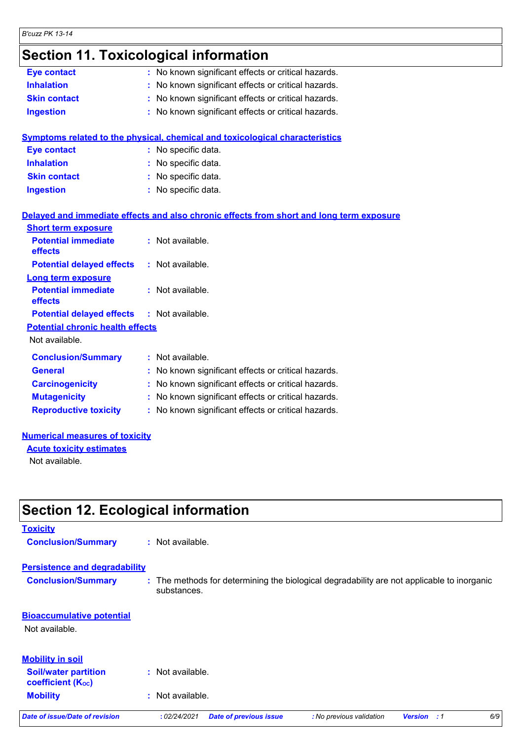# Section 11. Toxicological information

**Eye contact** : No known significant effects or critical hazards.
**Inhalation** : No known significant effects or critical hazards.
**Skin contact** : No known significant effects or critical hazards.
**Ingestion** : No known significant effects or critical hazards.

## Symptoms related to the physical, chemical and toxicological characteristics

**Eye contact** : No specific data.
**Inhalation** : No specific data.
**Skin contact** : No specific data.
**Ingestion** : No specific data.

## Delayed and immediate effects and also chronic effects from short and long term exposure

### Short term exposure

**Potential immediate effects** : Not available.
**Potential delayed effects** : Not available.

### Long term exposure

**Potential immediate effects** : Not available.
**Potential delayed effects** : Not available.

### Potential chronic health effects

Not available.

**Conclusion/Summary** : Not available.
**General** : No known significant effects or critical hazards.
**Carcinogenicity** : No known significant effects or critical hazards.
**Mutagenicity** : No known significant effects or critical hazards.
**Reproductive toxicity** : No known significant effects or critical hazards.

## Numerical measures of toxicity

### Acute toxicity estimates

Not available.

# Section 12. Ecological information

## Toxicity

**Conclusion/Summary** : Not available.

## Persistence and degradability

**Conclusion/Summary** : The methods for determining the biological degradability are not applicable to inorganic substances.

## Bioaccumulative potential

Not available.

## Mobility in soil

**Soil/water partition coefficient ($K_{OC}$)** : Not available.
**Mobility** : Not available.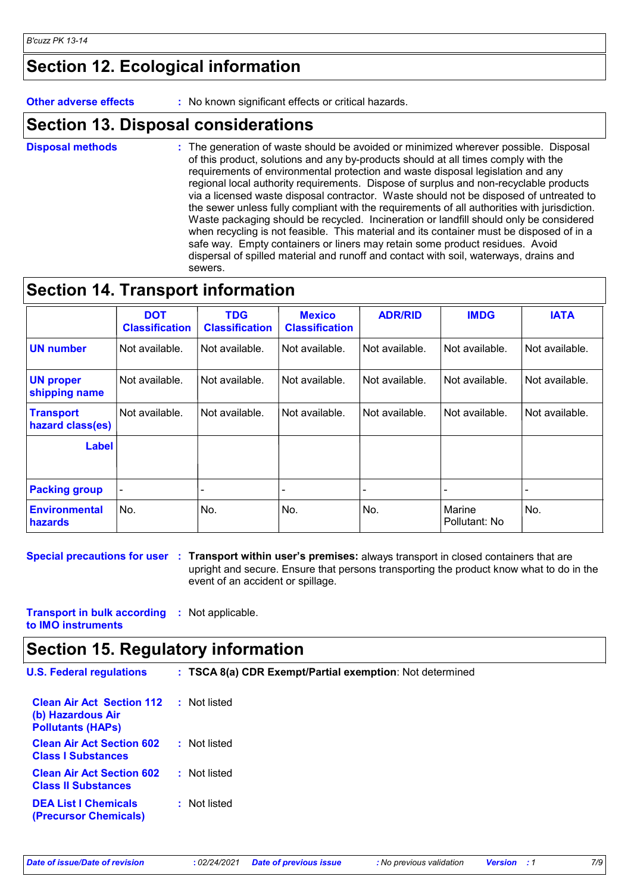## Section 12. Ecological information

**Other adverse effects** : No known significant effects or critical hazards.

## Section 13. Disposal considerations

**Disposal methods** : The generation of waste should be avoided or minimized wherever possible. Disposal of this product, solutions and any by-products should at all times comply with the requirements of environmental protection and waste disposal legislation and any regional local authority requirements. Dispose of surplus and non-recyclable products via a licensed waste disposal contractor. Waste should not be disposed of untreated to the sewer unless fully compliant with the requirements of all authorities with jurisdiction. Waste packaging should be recycled. Incineration or landfill should only be considered when recycling is not feasible. This material and its container must be disposed of in a safe way. Empty containers or liners may retain some product residues. Avoid dispersal of spilled material and runoff and contact with soil, waterways, drains and sewers.

## Section 14. Transport information

| | DOT Classification | TDG Classification | Mexico Classification | ADR/RID | IMDG | IATA |
|---|---|---|---|---|---|---|
| **UN number** | Not available. | Not available. | Not available. | Not available. | Not available. | Not available. |
| **UN proper shipping name** | Not available. | Not available. | Not available. | Not available. | Not available. | Not available. |
| **Transport hazard class(es)** | Not available. | Not available. | Not available. | Not available. | Not available. | Not available. |
| **Label** | | | | | | |
| **Packing group** | - | - | - | - | - | - |
| **Environmental hazards** | No. | No. | No. | No. | Marine Pollutant: No | No. |

**Special precautions for user** : **Transport within user's premises:** always transport in closed containers that are upright and secure. Ensure that persons transporting the product know what to do in the event of an accident or spillage.

**Transport in bulk according to IMO instruments** : Not applicable.

## Section 15. Regulatory information

**U.S. Federal regulations** : **TSCA 8(a) CDR Exempt/Partial exemption**: Not determined

**Clean Air Act Section 112 (b) Hazardous Air Pollutants (HAPs)** : Not listed

**Clean Air Act Section 602 Class I Substances** : Not listed

**Clean Air Act Section 602 Class II Substances** : Not listed

**DEA List I Chemicals (Precursor Chemicals)** : Not listed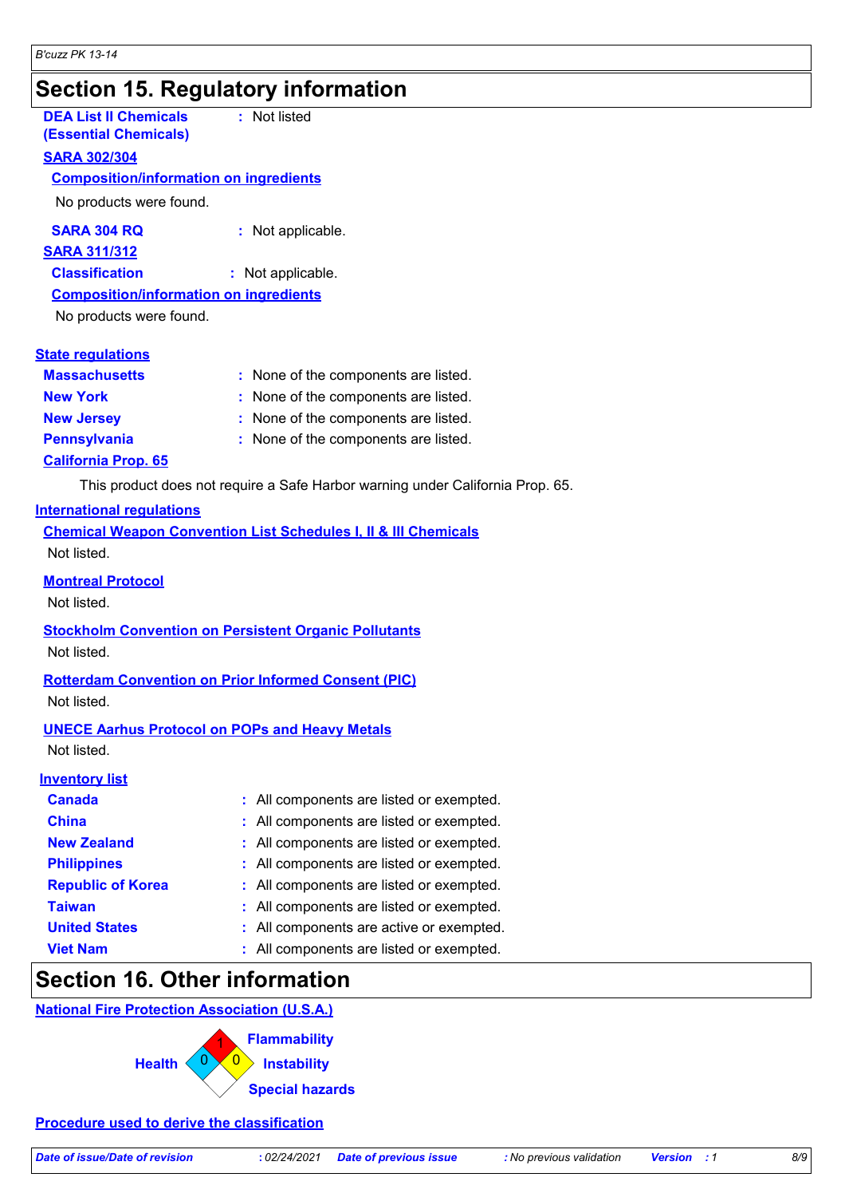## Section 15. Regulatory information

**DEA List II Chemicals (Essential Chemicals)** : Not listed

**SARA 302/304**

**Composition/information on ingredients**

No products were found.

**SARA 304 RQ** : Not applicable.

**SARA 311/312**

**Classification** : Not applicable.

**Composition/information on ingredients**

No products were found.

**State regulations**

| | |
|---|---|
| **Massachusetts** | : None of the components are listed. |
| **New York** | : None of the components are listed. |
| **New Jersey** | : None of the components are listed. |
| **Pennsylvania** | : None of the components are listed. |

**California Prop. 65**

This product does not require a Safe Harbor warning under California Prop. 65.

**International regulations**

**Chemical Weapon Convention List Schedules I, II & III Chemicals**

Not listed.

**Montreal Protocol**

Not listed.

**Stockholm Convention on Persistent Organic Pollutants**

Not listed.

**Rotterdam Convention on Prior Informed Consent (PIC)**

Not listed.

**UNECE Aarhus Protocol on POPs and Heavy Metals**

Not listed.

**Inventory list**

| | |
|---|---|
| **Canada** | : All components are listed or exempted. |
| **China** | : All components are listed or exempted. |
| **New Zealand** | : All components are listed or exempted. |
| **Philippines** | : All components are listed or exempted. |
| **Republic of Korea** | : All components are listed or exempted. |
| **Taiwan** | : All components are listed or exempted. |
| **United States** | : All components are active or exempted. |
| **Viet Nam** | : All components are listed or exempted. |

## Section 16. Other information

**National Fire Protection Association (U.S.A.)**

| | |
|---|---|
| Health | 0 |
| Flammability | 1 |
| Instability | 0 |
| Special hazards | |

**Procedure used to derive the classification**

*Date of issue/Date of revision* : 02/24/2021 *Date of previous issue* : No previous validation *Version* : 1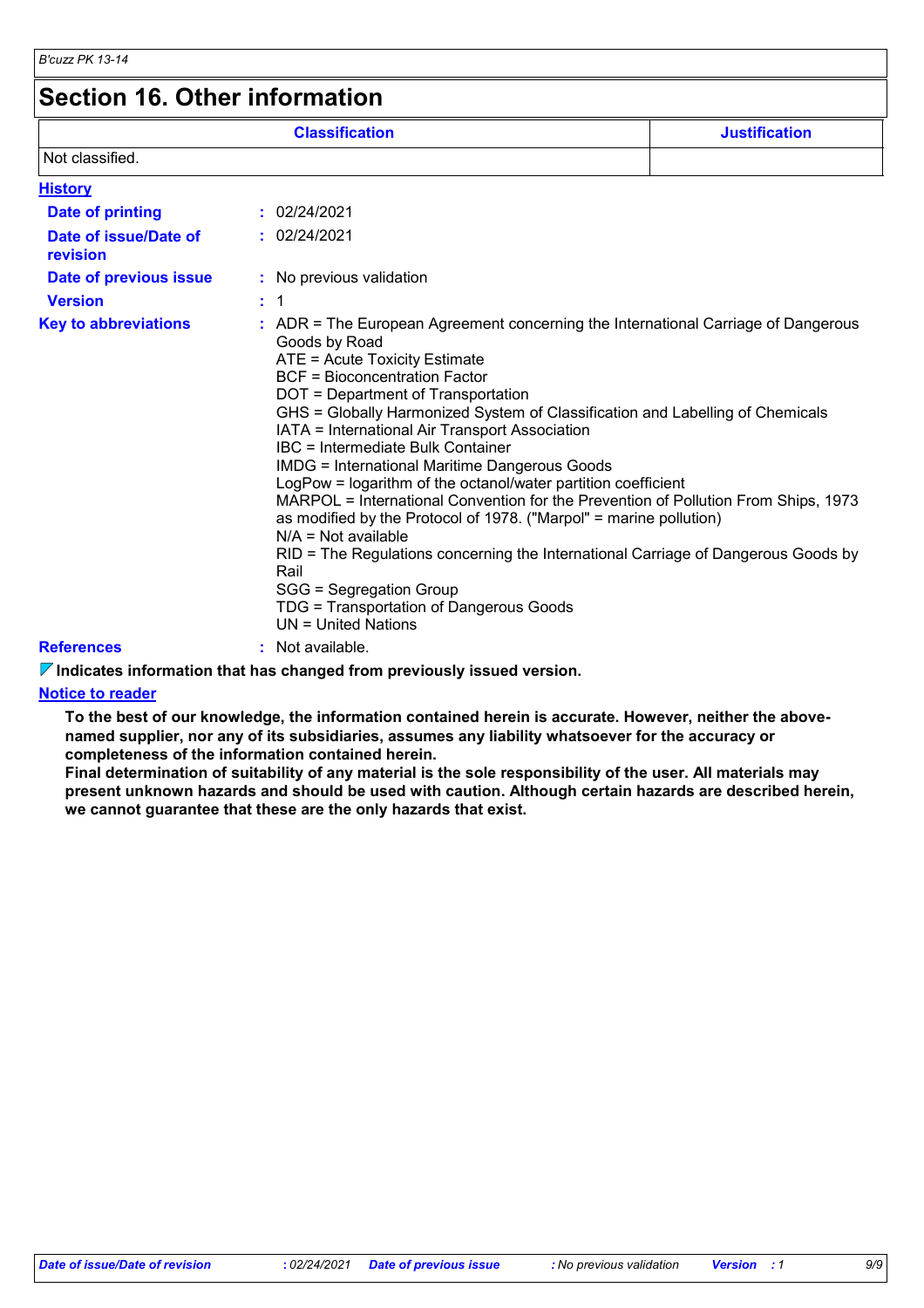# Section 16. Other information

| Classification | Justification |
|---|---|
| Not classified. | |

**History**

**Date of printing** : 02/24/2021

**Date of issue/Date of revision** : 02/24/2021

**Date of previous issue** : No previous validation

**Version** : 1

**Key to abbreviations** : ADR = The European Agreement concerning the International Carriage of Dangerous Goods by Road
ATE = Acute Toxicity Estimate
BCF = Bioconcentration Factor
DOT = Department of Transportation
GHS = Globally Harmonized System of Classification and Labelling of Chemicals
IATA = International Air Transport Association
IBC = Intermediate Bulk Container
IMDG = International Maritime Dangerous Goods
LogPow = logarithm of the octanol/water partition coefficient
MARPOL = International Convention for the Prevention of Pollution From Ships, 1973 as modified by the Protocol of 1978. ("Marpol" = marine pollution)
N/A = Not available
RID = The Regulations concerning the International Carriage of Dangerous Goods by Rail
SGG = Segregation Group
TDG = Transportation of Dangerous Goods
UN = United Nations

**References** : Not available.

**Indicates information that has changed from previously issued version.**

**Notice to reader**

**To the best of our knowledge, the information contained herein is accurate. However, neither the above-named supplier, nor any of its subsidiaries, assumes any liability whatsoever for the accuracy or completeness of the information contained herein.**
**Final determination of suitability of any material is the sole responsibility of the user. All materials may present unknown hazards and should be used with caution. Although certain hazards are described herein, we cannot guarantee that these are the only hazards that exist.**